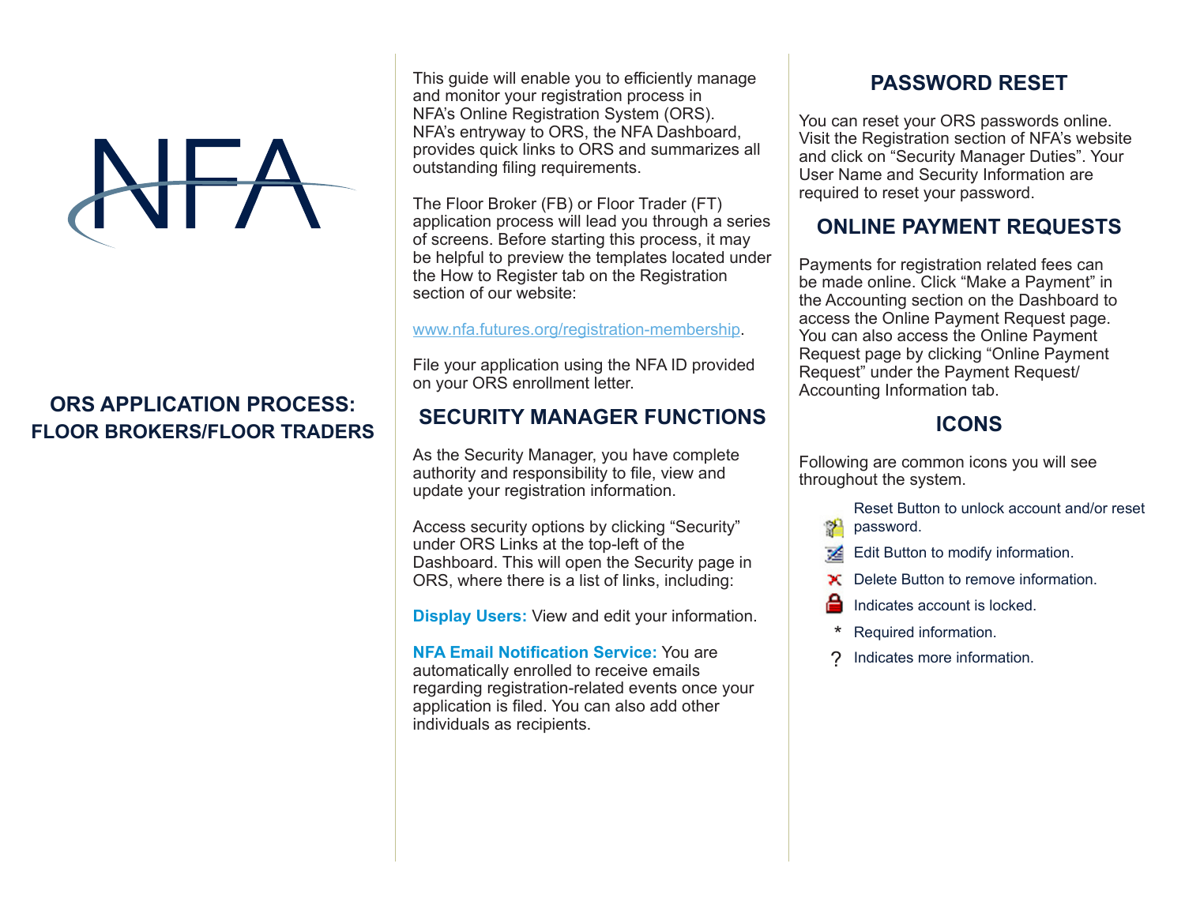NFA

# ORS APPLICATION PROCESS: FLOOR BROKERS/FLOOR TRADERS

This guide will enable you to efficiently manage and monitor your registration process in NFA's Online Registration System (ORS). NFA's entryway to ORS, the NFA Dashboard, provides quick links to ORS and summarizes all outstanding filing requirements.

The Floor Broker (FB) or Floor Trader (FT) application process will lead you through a series of screens. Before starting this process, it may be helpful to preview the templates located under the How to Register tab on the Registration section of our website:

www.nfa.futures.org/registration-membership.

File your application using the NFA ID provided on your ORS enrollment letter.

## SECURITY MANAGER FUNCTIONS

As the Security Manager, you have complete authority and responsibility to file, view and update your registration information.

Access security options by clicking "Security" under ORS Links at the top-left of the Dashboard. This will open the Security page in ORS, where there is a list of links, including:

**Display Users:** View and edit your information.

**NFA Email Notification Service:** You are automatically enrolled to receive emails regarding registration-related events once your application is filed. You can also add other individuals as recipients.

## PASSWORD RESET

You can reset your ORS passwords online. Visit the Registration section of NFA's website and click on "Security Manager Duties". Your User Name and Security Information are required to reset your password.

## ONLINE PAYMENT REQUESTS

Payments for registration related fees can be made online. Click "Make a Payment" in the Accounting section on the Dashboard to access the Online Payment Request page. You can also access the Online Payment Request page by clicking "Online Payment Request" under the Payment Request/ Accounting Information tab.

## ICONS

Following are common icons you will see throughout the system.

- Reset Button to unlock account and/or reset password.
- Edit Button to modify information.
- Delete Button to remove information.
- Indicates account is locked.
- * Required information.
- ? Indicates more information.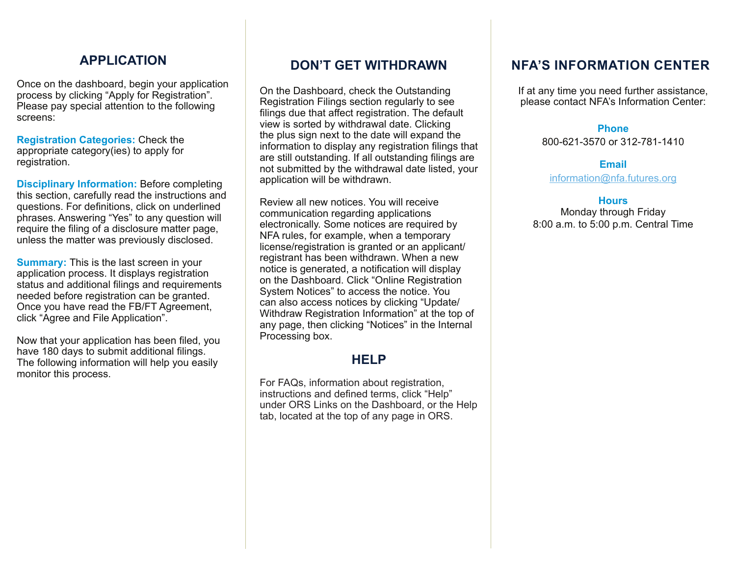## APPLICATION

Once on the dashboard, begin your application process by clicking “Apply for Registration”. Please pay special attention to the following screens:

**Registration Categories:** Check the appropriate category(ies) to apply for registration.

**Disciplinary Information:** Before completing this section, carefully read the instructions and questions. For definitions, click on underlined phrases. Answering “Yes” to any question will require the filing of a disclosure matter page, unless the matter was previously disclosed.

**Summary:** This is the last screen in your application process. It displays registration status and additional filings and requirements needed before registration can be granted. Once you have read the FB/FT Agreement, click “Agree and File Application”.

Now that your application has been filed, you have 180 days to submit additional filings. The following information will help you easily monitor this process.

## DON’T GET WITHDRAWN

On the Dashboard, check the Outstanding Registration Filings section regularly to see filings due that affect registration. The default view is sorted by withdrawal date. Clicking the plus sign next to the date will expand the information to display any registration filings that are still outstanding. If all outstanding filings are not submitted by the withdrawal date listed, your application will be withdrawn.

Review all new notices. You will receive communication regarding applications electronically. Some notices are required by NFA rules, for example, when a temporary license/registration is granted or an applicant/ registrant has been withdrawn. When a new notice is generated, a notification will display on the Dashboard. Click “Online Registration System Notices” to access the notice. You can also access notices by clicking “Update/ Withdraw Registration Information” at the top of any page, then clicking “Notices” in the Internal Processing box.

## HELP

For FAQs, information about registration, instructions and defined terms, click “Help” under ORS Links on the Dashboard, or the Help tab, located at the top of any page in ORS.

## NFA’S INFORMATION CENTER

If at any time you need further assistance, please contact NFA’s Information Center:

**Phone**

800-621-3570 or 312-781-1410

**Email**

information@nfa.futures.org

**Hours**

Monday through Friday
8:00 a.m. to 5:00 p.m. Central Time